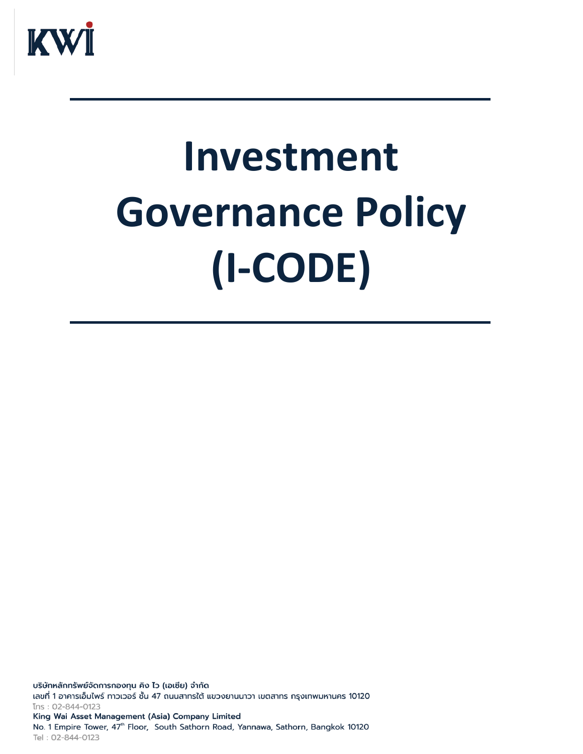KWI

# Investment Governance Policy (I-CODE)

บริษัทหลักทรัพย์จัดการกองทุน คิง ไว (เอเชีย) จำกัด
เลขที่ 1 อาคารเอ็มไพร์ ทาวเวอร์ ชั้น 47 ถนนสาทรใต้ แขวงยานนาวา เขตสาทร กรุงเทพมหานคร 10120
โทร : 02-844-0123
King Wai Asset Management (Asia) Company Limited
No. 1 Empire Tower, 47th Floor, South Sathorn Road, Yannawa, Sathorn, Bangkok 10120
Tel : 02-844-0123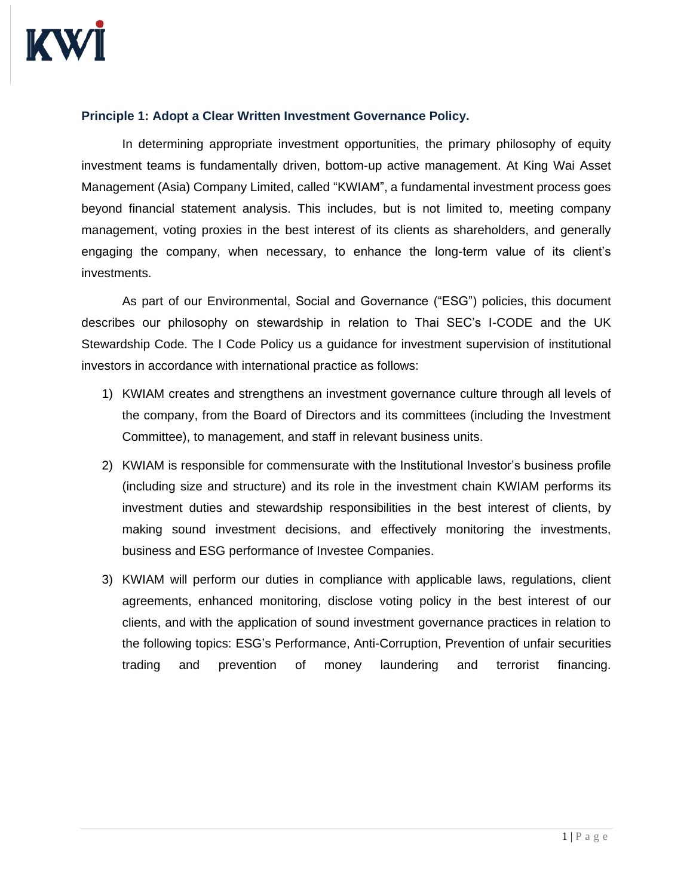### Principle 1: Adopt a Clear Written Investment Governance Policy.

In determining appropriate investment opportunities, the primary philosophy of equity investment teams is fundamentally driven, bottom-up active management. At King Wai Asset Management (Asia) Company Limited, called "KWIAM", a fundamental investment process goes beyond financial statement analysis. This includes, but is not limited to, meeting company management, voting proxies in the best interest of its clients as shareholders, and generally engaging the company, when necessary, to enhance the long-term value of its client's investments.

As part of our Environmental, Social and Governance ("ESG") policies, this document describes our philosophy on stewardship in relation to Thai SEC's I-CODE and the UK Stewardship Code. The I Code Policy us a guidance for investment supervision of institutional investors in accordance with international practice as follows:

1) KWIAM creates and strengthens an investment governance culture through all levels of the company, from the Board of Directors and its committees (including the Investment Committee), to management, and staff in relevant business units.
2) KWIAM is responsible for commensurate with the Institutional Investor's business profile (including size and structure) and its role in the investment chain KWIAM performs its investment duties and stewardship responsibilities in the best interest of clients, by making sound investment decisions, and effectively monitoring the investments, business and ESG performance of Investee Companies.
3) KWIAM will perform our duties in compliance with applicable laws, regulations, client agreements, enhanced monitoring, disclose voting policy in the best interest of our clients, and with the application of sound investment governance practices in relation to the following topics: ESG's Performance, Anti-Corruption, Prevention of unfair securities trading and prevention of money laundering and terrorist financing.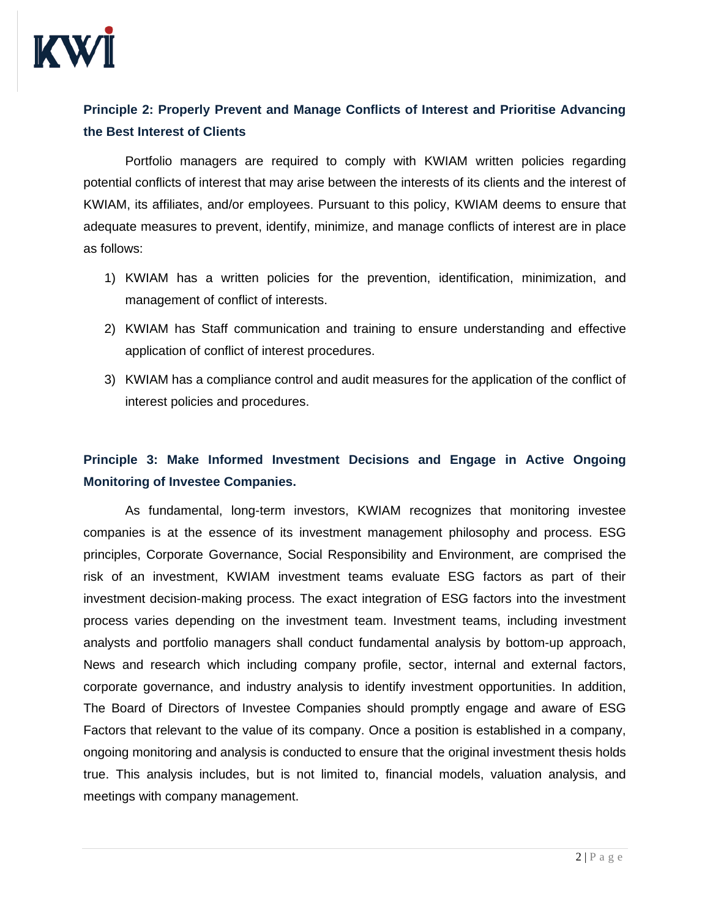## Principle 2: Properly Prevent and Manage Conflicts of Interest and Prioritise Advancing the Best Interest of Clients

Portfolio managers are required to comply with KWIAM written policies regarding potential conflicts of interest that may arise between the interests of its clients and the interest of KWIAM, its affiliates, and/or employees. Pursuant to this policy, KWIAM deems to ensure that adequate measures to prevent, identify, minimize, and manage conflicts of interest are in place as follows:

1) KWIAM has a written policies for the prevention, identification, minimization, and management of conflict of interests.
2) KWIAM has Staff communication and training to ensure understanding and effective application of conflict of interest procedures.
3) KWIAM has a compliance control and audit measures for the application of the conflict of interest policies and procedures.

## Principle 3: Make Informed Investment Decisions and Engage in Active Ongoing Monitoring of Investee Companies.

As fundamental, long-term investors, KWIAM recognizes that monitoring investee companies is at the essence of its investment management philosophy and process. ESG principles, Corporate Governance, Social Responsibility and Environment, are comprised the risk of an investment, KWIAM investment teams evaluate ESG factors as part of their investment decision-making process. The exact integration of ESG factors into the investment process varies depending on the investment team. Investment teams, including investment analysts and portfolio managers shall conduct fundamental analysis by bottom-up approach, News and research which including company profile, sector, internal and external factors, corporate governance, and industry analysis to identify investment opportunities. In addition, The Board of Directors of Investee Companies should promptly engage and aware of ESG Factors that relevant to the value of its company. Once a position is established in a company, ongoing monitoring and analysis is conducted to ensure that the original investment thesis holds true. This analysis includes, but is not limited to, financial models, valuation analysis, and meetings with company management.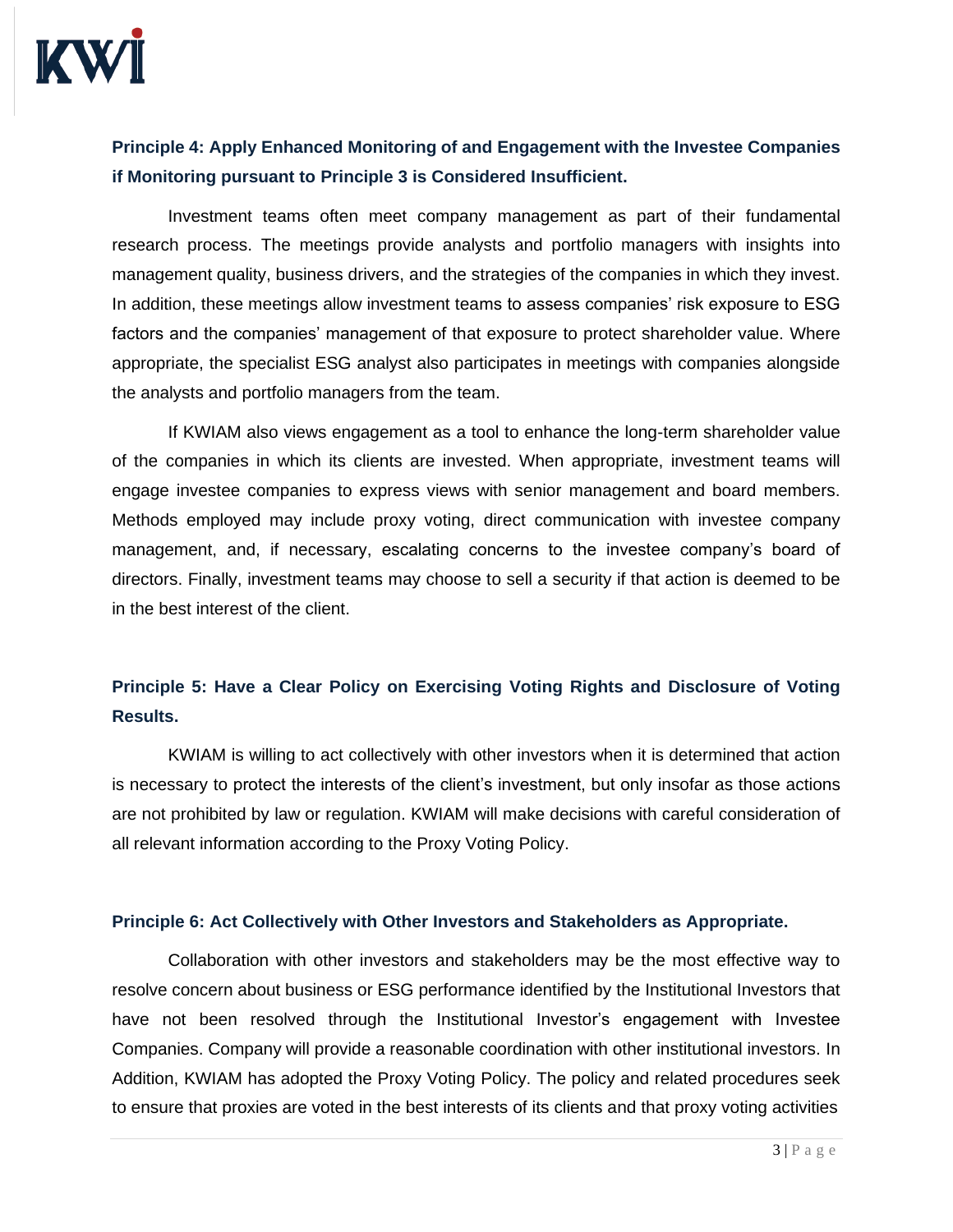**Principle 4: Apply Enhanced Monitoring of and Engagement with the Investee Companies if Monitoring pursuant to Principle 3 is Considered Insufficient.**

Investment teams often meet company management as part of their fundamental research process. The meetings provide analysts and portfolio managers with insights into management quality, business drivers, and the strategies of the companies in which they invest. In addition, these meetings allow investment teams to assess companies' risk exposure to ESG factors and the companies' management of that exposure to protect shareholder value. Where appropriate, the specialist ESG analyst also participates in meetings with companies alongside the analysts and portfolio managers from the team.

If KWIAM also views engagement as a tool to enhance the long-term shareholder value of the companies in which its clients are invested. When appropriate, investment teams will engage investee companies to express views with senior management and board members. Methods employed may include proxy voting, direct communication with investee company management, and, if necessary, escalating concerns to the investee company's board of directors. Finally, investment teams may choose to sell a security if that action is deemed to be in the best interest of the client.

**Principle 5: Have a Clear Policy on Exercising Voting Rights and Disclosure of Voting Results.**

KWIAM is willing to act collectively with other investors when it is determined that action is necessary to protect the interests of the client's investment, but only insofar as those actions are not prohibited by law or regulation. KWIAM will make decisions with careful consideration of all relevant information according to the Proxy Voting Policy.

**Principle 6: Act Collectively with Other Investors and Stakeholders as Appropriate.**

Collaboration with other investors and stakeholders may be the most effective way to resolve concern about business or ESG performance identified by the Institutional Investors that have not been resolved through the Institutional Investor's engagement with Investee Companies. Company will provide a reasonable coordination with other institutional investors. In Addition, KWIAM has adopted the Proxy Voting Policy. The policy and related procedures seek to ensure that proxies are voted in the best interests of its clients and that proxy voting activities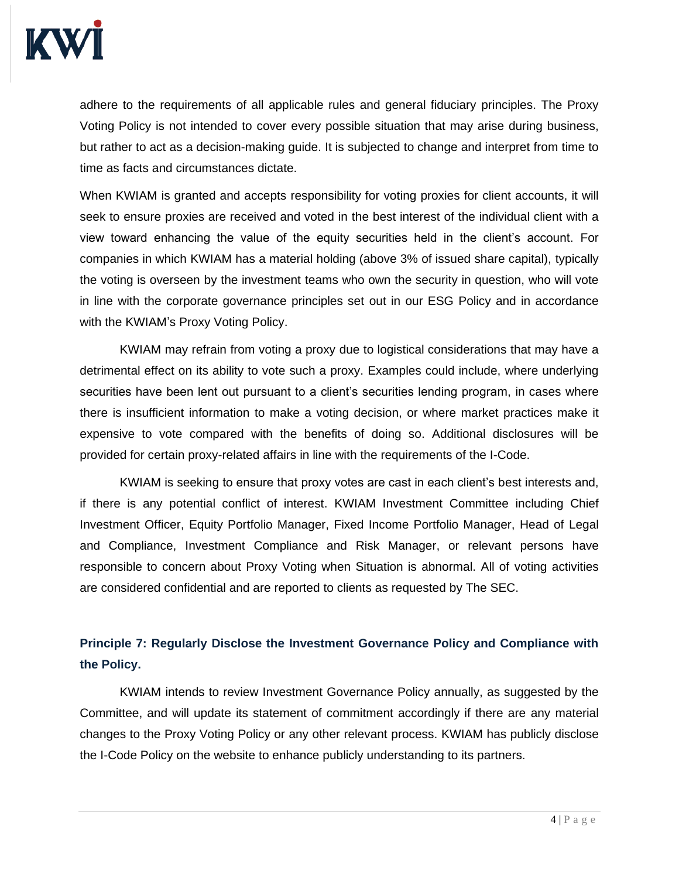adhere to the requirements of all applicable rules and general fiduciary principles. The Proxy Voting Policy is not intended to cover every possible situation that may arise during business, but rather to act as a decision-making guide. It is subjected to change and interpret from time to time as facts and circumstances dictate.

When KWIAM is granted and accepts responsibility for voting proxies for client accounts, it will seek to ensure proxies are received and voted in the best interest of the individual client with a view toward enhancing the value of the equity securities held in the client's account. For companies in which KWIAM has a material holding (above 3% of issued share capital), typically the voting is overseen by the investment teams who own the security in question, who will vote in line with the corporate governance principles set out in our ESG Policy and in accordance with the KWIAM's Proxy Voting Policy.

KWIAM may refrain from voting a proxy due to logistical considerations that may have a detrimental effect on its ability to vote such a proxy. Examples could include, where underlying securities have been lent out pursuant to a client's securities lending program, in cases where there is insufficient information to make a voting decision, or where market practices make it expensive to vote compared with the benefits of doing so. Additional disclosures will be provided for certain proxy-related affairs in line with the requirements of the I-Code.

KWIAM is seeking to ensure that proxy votes are cast in each client's best interests and, if there is any potential conflict of interest. KWIAM Investment Committee including Chief Investment Officer, Equity Portfolio Manager, Fixed Income Portfolio Manager, Head of Legal and Compliance, Investment Compliance and Risk Manager, or relevant persons have responsible to concern about Proxy Voting when Situation is abnormal. All of voting activities are considered confidential and are reported to clients as requested by The SEC.

## Principle 7: Regularly Disclose the Investment Governance Policy and Compliance with the Policy.

KWIAM intends to review Investment Governance Policy annually, as suggested by the Committee, and will update its statement of commitment accordingly if there are any material changes to the Proxy Voting Policy or any other relevant process. KWIAM has publicly disclose the I-Code Policy on the website to enhance publicly understanding to its partners.